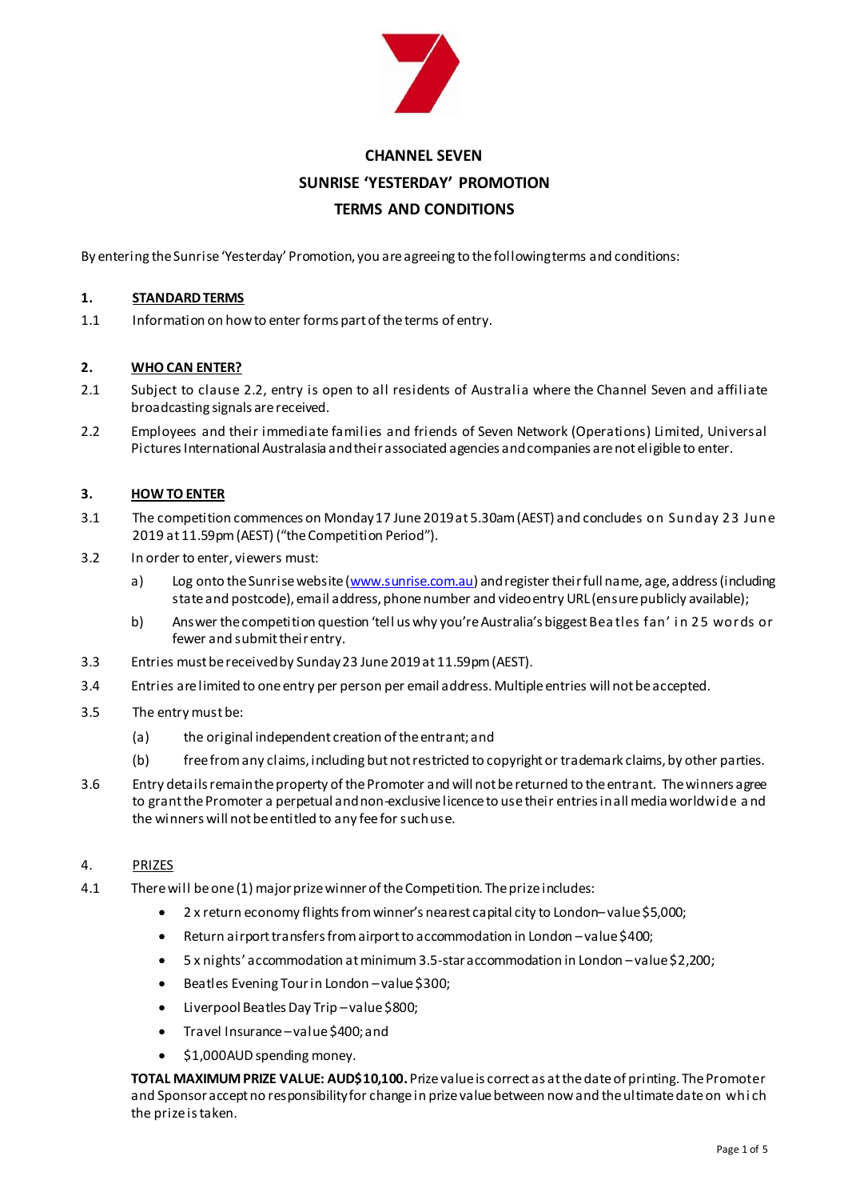# CHANNEL SEVEN
## SUNRISE 'YESTERDAY' PROMOTION
## TERMS AND CONDITIONS

By entering the Sunrise 'Yesterday' Promotion, you are agreeing to the following terms and conditions:

**1. STANDARD TERMS**

1.1 Information on how to enter forms part of the terms of entry.

**2. WHO CAN ENTER?**

2.1 Subject to clause 2.2, entry is open to all residents of Australia where the Channel Seven and affiliate broadcasting signals are received.

2.2 Employees and their immediate families and friends of Seven Network (Operations) Limited, Universal Pictures International Australasia and their associated agencies and companies are not eligible to enter.

**3. HOW TO ENTER**

3.1 The competition commences on Monday 17 June 2019 at 5.30am (AEST) and concludes on Sunday 23 June 2019 at 11.59pm (AEST) ("the Competition Period").

3.2 In order to enter, viewers must:

a) Log onto the Sunrise website (www.sunrise.com.au) and register their full name, age, address (including state and postcode), email address, phone number and video entry URL (ensure publicly available);

b) Answer the competition question 'tell us why you're Australia's biggest Beatles fan' in 25 words or fewer and submit their entry.

3.3 Entries must be received by Sunday 23 June 2019 at 11.59pm (AEST).

3.4 Entries are limited to one entry per person per email address. Multiple entries will not be accepted.

3.5 The entry must be:

(a) the original independent creation of the entrant; and

(b) free from any claims, including but not restricted to copyright or trademark claims, by other parties.

3.6 Entry details remain the property of the Promoter and will not be returned to the entrant. The winners agree to grant the Promoter a perpetual and non-exclusive licence to use their entries in all media worldwide and the winners will not be entitled to any fee for such use.

4. PRIZES

4.1 There will be one (1) major prize winner of the Competition. The prize includes:

- 2 x return economy flights from winner's nearest capital city to London– value $5,000;
- Return airport transfers from airport to accommodation in London – value $400;
- 5 x nights' accommodation at minimum 3.5-star accommodation in London – value $2,200;
- Beatles Evening Tour in London – value $300;
- Liverpool Beatles Day Trip – value $800;
- Travel Insurance – value $400; and
- $1,000AUD spending money.

**TOTAL MAXIMUM PRIZE VALUE: AUD$10,100.** Prize value is correct as at the date of printing. The Promoter and Sponsor accept no responsibility for change in prize value between now and the ultimate date on which the prize is taken.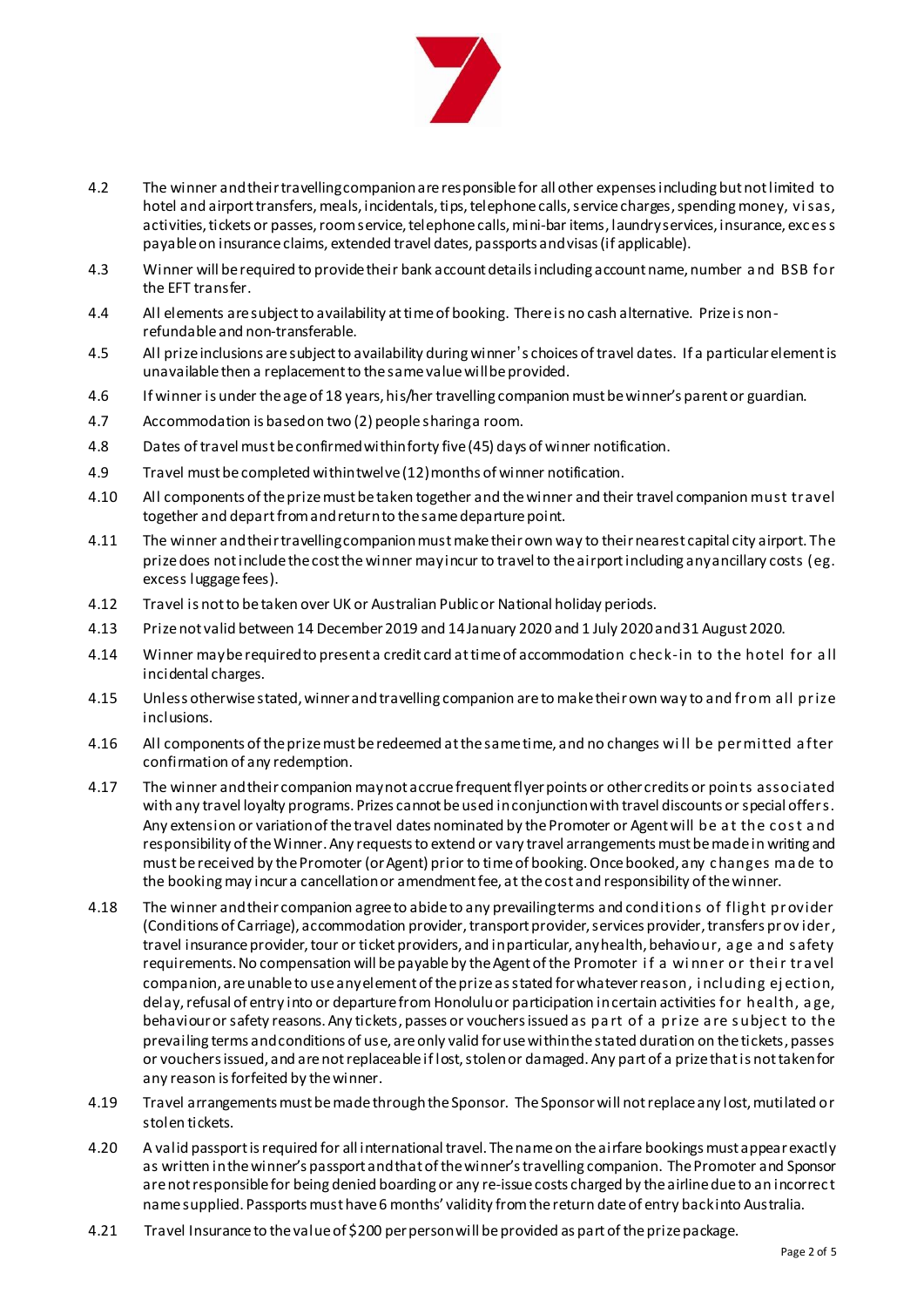4.2 The winner and their travelling companion are responsible for all other expenses including but not limited to hotel and airport transfers, meals, incidentals, tips, telephone calls, service charges, spending money, visas, activities, tickets or passes, room service, telephone calls, mini-bar items, laundry services, insurance, excess payable on insurance claims, extended travel dates, passports and visas (if applicable).

4.3 Winner will be required to provide their bank account details including account name, number and BSB for the EFT transfer.

4.4 All elements are subject to availability at time of booking. There is no cash alternative. Prize is non-refundable and non-transferable.

4.5 All prize inclusions are subject to availability during winner's choices of travel dates. If a particular element is unavailable then a replacement to the same value will be provided.

4.6 If winner is under the age of 18 years, his/her travelling companion must be winner's parent or guardian.

4.7 Accommodation is based on two (2) people sharing a room.

4.8 Dates of travel must be confirmed within forty five (45) days of winner notification.

4.9 Travel must be completed within twelve (12) months of winner notification.

4.10 All components of the prize must be taken together and the winner and their travel companion must travel together and depart from and return to the same departure point.

4.11 The winner and their travelling companion must make their own way to their nearest capital city airport. The prize does not include the cost the winner may incur to travel to the airport including any ancillary costs (eg. excess luggage fees).

4.12 Travel is not to be taken over UK or Australian Public or National holiday periods.

4.13 Prize not valid between 14 December 2019 and 14 January 2020 and 1 July 2020 and 31 August 2020.

4.14 Winner may be required to present a credit card at time of accommodation check-in to the hotel for all incidental charges.

4.15 Unless otherwise stated, winner and travelling companion are to make their own way to and from all prize inclusions.

4.16 All components of the prize must be redeemed at the same time, and no changes will be permitted after confirmation of any redemption.

4.17 The winner and their companion may not accrue frequent flyer points or other credits or points associated with any travel loyalty programs. Prizes cannot be used in conjunction with travel discounts or special offers. Any extension or variation of the travel dates nominated by the Promoter or Agent will be at the cost and responsibility of the Winner. Any requests to extend or vary travel arrangements must be made in writing and must be received by the Promoter (or Agent) prior to time of booking. Once booked, any changes made to the booking may incur a cancellation or amendment fee, at the cost and responsibility of the winner.

4.18 The winner and their companion agree to abide to any prevailing terms and conditions of flight provider (Conditions of Carriage), accommodation provider, transport provider, services provider, transfers provider, travel insurance provider, tour or ticket providers, and in particular, any health, behaviour, age and safety requirements. No compensation will be payable by the Agent of the Promoter if a winner or their travel companion, are unable to use any element of the prize as stated for whatever reason, including ejection, delay, refusal of entry into or departure from Honolulu or participation in certain activities for health, age, behaviour or safety reasons. Any tickets, passes or vouchers issued as part of a prize are subject to the prevailing terms and conditions of use, are only valid for use within the stated duration on the tickets, passes or vouchers issued, and are not replaceable if lost, stolen or damaged. Any part of a prize that is not taken for any reason is forfeited by the winner.

4.19 Travel arrangements must be made through the Sponsor. The Sponsor will not replace any lost, mutilated or stolen tickets.

4.20 A valid passport is required for all international travel. The name on the airfare bookings must appear exactly as written in the winner's passport and that of the winner's travelling companion. The Promoter and Sponsor are not responsible for being denied boarding or any re-issue costs charged by the airline due to an incorrect name supplied. Passports must have 6 months' validity from the return date of entry back into Australia.

4.21 Travel Insurance to the value of $200 per person will be provided as part of the prize package.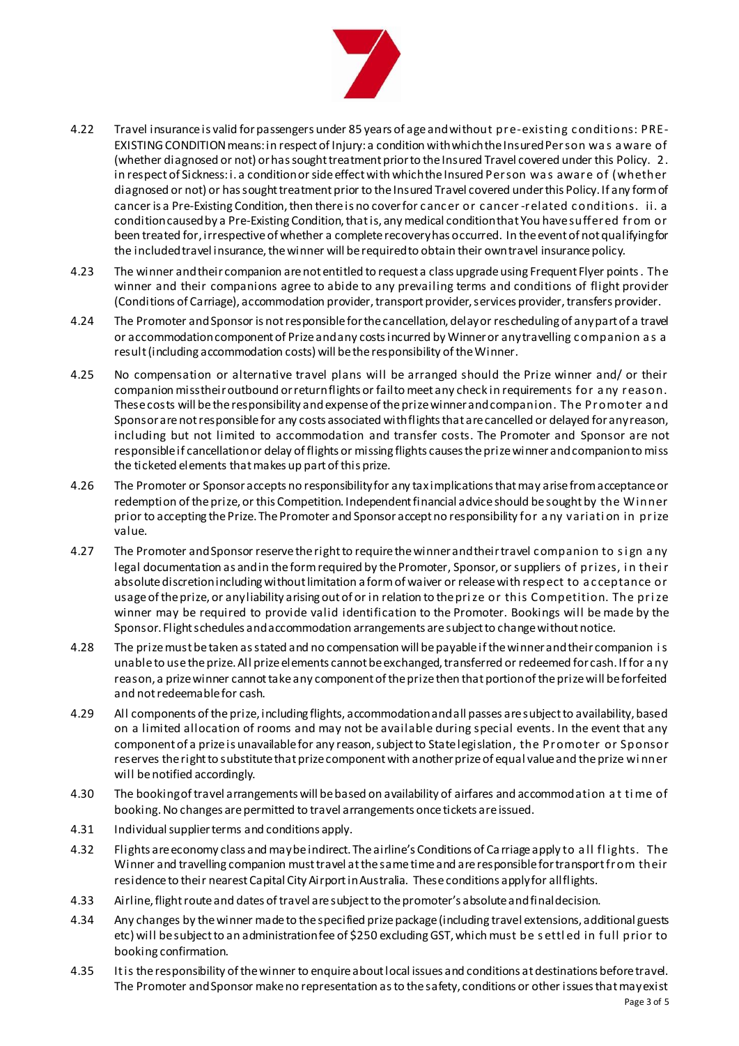4.22 Travel insurance is valid for passengers under 85 years of age and without pre-existing conditions: PRE-EXISTING CONDITION means: in respect of Injury: a condition with which the Insured Person was aware of (whether diagnosed or not) or has sought treatment prior to the Insured Travel covered under this Policy. 2. in respect of Sickness: i. a condition or side effect with which the Insured Person was aware of (whether diagnosed or not) or has sought treatment prior to the Insured Travel covered under this Policy. If any form of cancer is a Pre-Existing Condition, then there is no cover for cancer or cancer-related conditions. ii. a condition caused by a Pre-Existing Condition, that is, any medical condition that You have suffered from or been treated for, irrespective of whether a complete recovery has occurred. In the event of not qualifying for the included travel insurance, the winner will be required to obtain their own travel insurance policy.

4.23 The winner and their companion are not entitled to request a class upgrade using Frequent Flyer points. The winner and their companions agree to abide to any prevailing terms and conditions of flight provider (Conditions of Carriage), accommodation provider, transport provider, services provider, transfers provider.

4.24 The Promoter and Sponsor is not responsible for the cancellation, delay or rescheduling of any part of a travel or accommodation component of Prize and any costs incurred by Winner or any travelling companion as a result (including accommodation costs) will be the responsibility of the Winner.

4.25 No compensation or alternative travel plans will be arranged should the Prize winner and/ or their companion miss their outbound or return flights or fail to meet any check in requirements for any reason. These costs will be the responsibility and expense of the prize winner and companion. The Promoter and Sponsor are not responsible for any costs associated with flights that are cancelled or delayed for any reason, including but not limited to accommodation and transfer costs. The Promoter and Sponsor are not responsible if cancellation or delay of flights or missing flights causes the prize winner and companion to miss the ticketed elements that makes up part of this prize.

4.26 The Promoter or Sponsor accepts no responsibility for any tax implications that may arise from acceptance or redemption of the prize, or this Competition. Independent financial advice should be sought by the Winner prior to accepting the Prize. The Promoter and Sponsor accept no responsibility for any variation in prize value.

4.27 The Promoter and Sponsor reserve the right to require the winner and their travel companion to sign any legal documentation as and in the form required by the Promoter, Sponsor, or suppliers of prizes, in their absolute discretion including without limitation a form of waiver or release with respect to acceptance or usage of the prize, or any liability arising out of or in relation to the prize or this Competition. The prize winner may be required to provide valid identification to the Promoter. Bookings will be made by the Sponsor. Flight schedules and accommodation arrangements are subject to change without notice.

4.28 The prize must be taken as stated and no compensation will be payable if the winner and their companion is unable to use the prize. All prize elements cannot be exchanged, transferred or redeemed for cash. If for any reason, a prize winner cannot take any component of the prize then that portion of the prize will be forfeited and not redeemable for cash.

4.29 All components of the prize, including flights, accommodation and all passes are subject to availability, based on a limited allocation of rooms and may not be available during special events. In the event that any component of a prize is unavailable for any reason, subject to State legislation, the Promoter or Sponsor reserves the right to substitute that prize component with another prize of equal value and the prize winner will be notified accordingly.

4.30 The booking of travel arrangements will be based on availability of airfares and accommodation at time of booking. No changes are permitted to travel arrangements once tickets are issued.

4.31 Individual supplier terms and conditions apply.

4.32 Flights are economy class and may be indirect. The airline's Conditions of Carriage apply to all flights. The Winner and travelling companion must travel at the same time and are responsible for transport from their residence to their nearest Capital City Airport in Australia. These conditions apply for all flights.

4.33 Airline, flight route and dates of travel are subject to the promoter's absolute and final decision.

4.34 Any changes by the winner made to the specified prize package (including travel extensions, additional guests etc) will be subject to an administration fee of $250 excluding GST, which must be settled in full prior to booking confirmation.

4.35 It is the responsibility of the winner to enquire about local issues and conditions at destinations before travel. The Promoter and Sponsor make no representation as to the safety, conditions or other issues that may exist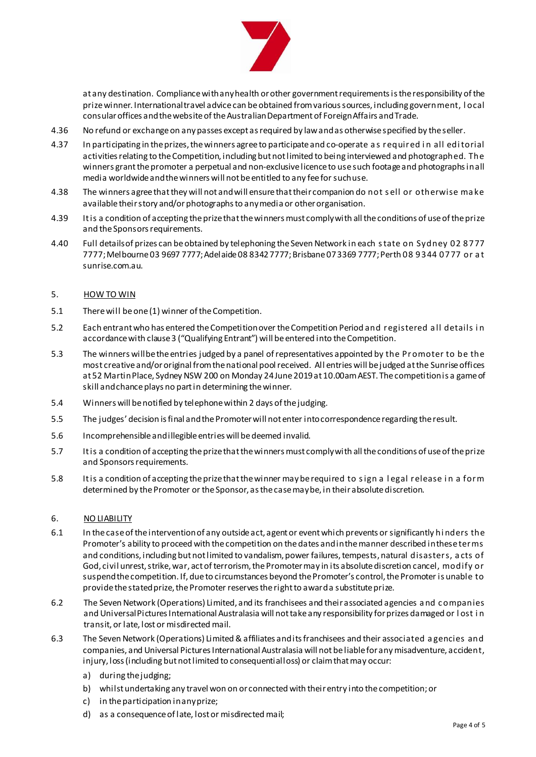at any destination. Compliance with any health or other government requirements is the responsibility of the prize winner. International travel advice can be obtained from various sources, including government, local consular offices and the website of the Australian Department of Foreign Affairs and Trade.

4.36 No refund or exchange on any passes except as required by law and as otherwise specified by the seller.

4.37 In participating in the prizes, the winners agree to participate and co-operate as required in all editorial activities relating to the Competition, including but not limited to being interviewed and photographed. The winners grant the promoter a perpetual and non-exclusive licence to use such footage and photographs in all media worldwide and the winners will not be entitled to any fee for such use.

4.38 The winners agree that they will not and will ensure that their companion do not sell or otherwise make available their story and/or photographs to any media or other organisation.

4.39 It is a condition of accepting the prize that the winners must comply with all the conditions of use of the prize and the Sponsors requirements.

4.40 Full details of prizes can be obtained by telephoning the Seven Network in each state on Sydney 02 8777 7777; Melbourne 03 9697 7777; Adelaide 08 8342 7777; Brisbane 07 3369 7777; Perth 08 9344 0777 or at sunrise.com.au.

## 5. HOW TO WIN

5.1 There will be one (1) winner of the Competition.

5.2 Each entrant who has entered the Competition over the Competition Period and registered all details in accordance with clause 3 ("Qualifying Entrant") will be entered into the Competition.

5.3 The winners will be the entries judged by a panel of representatives appointed by the Promoter to be the most creative and/or original from the national pool received. All entries will be judged at the Sunrise offices at 52 Martin Place, Sydney NSW 200 on Monday 24 June 2019 at 10.00am AEST. The competition is a game of skill and chance plays no part in determining the winner.

5.4 Winners will be notified by telephone within 2 days of the judging.

5.5 The judges' decision is final and the Promoter will not enter into correspondence regarding the result.

5.6 Incomprehensible and illegible entries will be deemed invalid.

5.7 It is a condition of accepting the prize that the winners must comply with all the conditions of use of the prize and Sponsors requirements.

5.8 It is a condition of accepting the prize that the winner may be required to sign a legal release in a form determined by the Promoter or the Sponsor, as the case may be, in their absolute discretion.

## 6. NO LIABILITY

6.1 In the case of the intervention of any outside act, agent or event which prevents or significantly hinders the Promoter's ability to proceed with the competition on the dates and in the manner described in these terms and conditions, including but not limited to vandalism, power failures, tempests, natural disasters, acts of God, civil unrest, strike, war, act of terrorism, the Promoter may in its absolute discretion cancel, modify or suspend the competition. If, due to circumstances beyond the Promoter's control, the Promoter is unable to provide the stated prize, the Promoter reserves the right to award a substitute prize.

6.2 The Seven Network (Operations) Limited, and its franchisees and their associated agencies and companies and Universal Pictures International Australasia will not take any responsibility for prizes damaged or lost in transit, or late, lost or misdirected mail.

6.3 The Seven Network (Operations) Limited & affiliates and its franchisees and their associated agencies and companies, and Universal Pictures International Australasia will not be liable for any misadventure, accident, injury, loss (including but not limited to consequential loss) or claim that may occur:

a) during the judging;
b) whilst undertaking any travel won on or connected with their entry into the competition; or
c) in the participation in any prize;
d) as a consequence of late, lost or misdirected mail;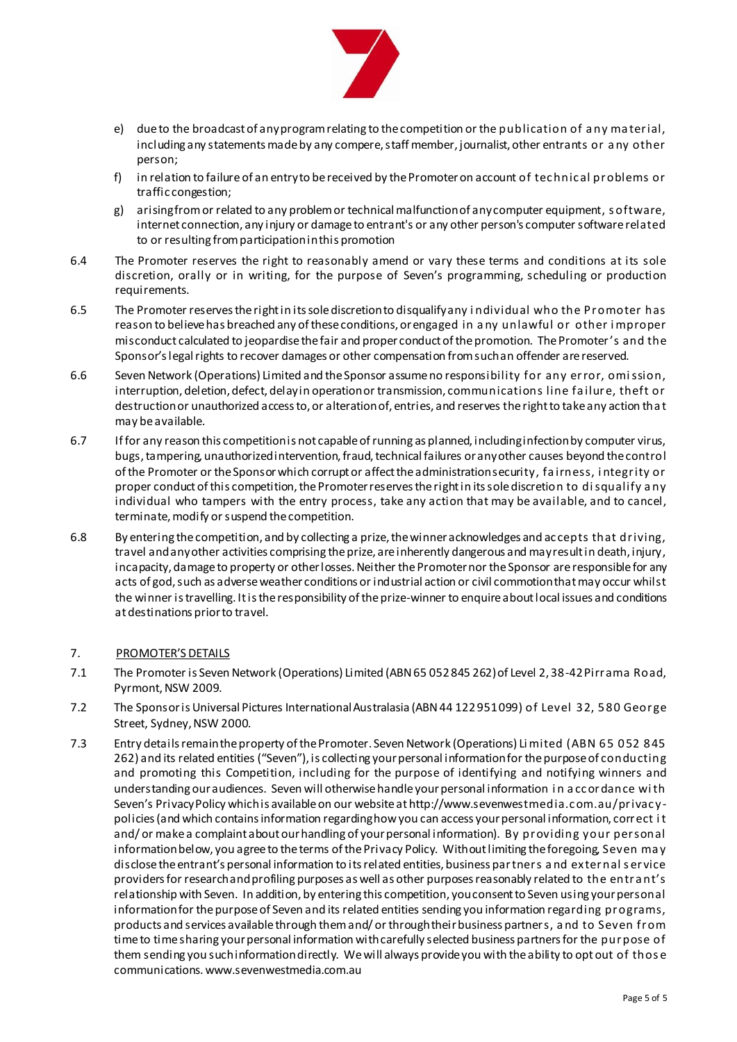e) due to the broadcast of any program relating to the competition or the publication of any material, including any statements made by any compere, staff member, journalist, other entrants or any other person;

f) in relation to failure of an entry to be received by the Promoter on account of technical problems or traffic congestion;

g) arising from or related to any problem or technical malfunction of any computer equipment, software, internet connection, any injury or damage to entrant's or any other person's computer software related to or resulting from participation in this promotion

6.4 The Promoter reserves the right to reasonably amend or vary these terms and conditions at its sole discretion, orally or in writing, for the purpose of Seven's programming, scheduling or production requirements.

6.5 The Promoter reserves the right in its sole discretion to disqualify any individual who the Promoter has reason to believe has breached any of these conditions, or engaged in any unlawful or other improper misconduct calculated to jeopardise the fair and proper conduct of the promotion. The Promoter's and the Sponsor's legal rights to recover damages or other compensation from such an offender are reserved.

6.6 Seven Network (Operations) Limited and the Sponsor assume no responsibility for any error, omission, interruption, deletion, defect, delay in operation or transmission, communications line failure, theft or destruction or unauthorized access to, or alteration of, entries, and reserves the right to take any action that may be available.

6.7 If for any reason this competition is not capable of running as planned, including infection by computer virus, bugs, tampering, unauthorized intervention, fraud, technical failures or any other causes beyond the control of the Promoter or the Sponsor which corrupt or affect the administration security, fairness, integrity or proper conduct of this competition, the Promoter reserves the right in its sole discretion to disqualify any individual who tampers with the entry process, take any action that may be available, and to cancel, terminate, modify or suspend the competition.

6.8 By entering the competition, and by collecting a prize, the winner acknowledges and accepts that driving, travel and any other activities comprising the prize, are inherently dangerous and may result in death, injury, incapacity, damage to property or other losses. Neither the Promoter nor the Sponsor are responsible for any acts of god, such as adverse weather conditions or industrial action or civil commotion that may occur whilst the winner is travelling. It is the responsibility of the prize-winner to enquire about local issues and conditions at destinations prior to travel.

## 7. PROMOTER'S DETAILS

7.1 The Promoter is Seven Network (Operations) Limited (ABN 65 052 845 262) of Level 2, 38-42 Pirrama Road, Pyrmont, NSW 2009.

7.2 The Sponsor is Universal Pictures International Australasia (ABN 44 122 951 099) of Level 32, 580 George Street, Sydney, NSW 2000.

7.3 Entry details remain the property of the Promoter. Seven Network (Operations) Limited (ABN 65 052 845 262) and its related entities ("Seven"), is collecting your personal information for the purpose of conducting and promoting this Competition, including for the purpose of identifying and notifying winners and understanding our audiences. Seven will otherwise handle your personal information in accordance with Seven's Privacy Policy which is available on our website at http://www.sevenwestmedia.com.au/privacy-policies (and which contains information regarding how you can access your personal information, correct it and/or make a complaint about our handling of your personal information). By providing your personal information below, you agree to the terms of the Privacy Policy. Without limiting the foregoing, Seven may disclose the entrant's personal information to its related entities, business partners and external service providers for research and profiling purposes as well as other purposes reasonably related to the entrant's relationship with Seven. In addition, by entering this competition, you consent to Seven using your personal information for the purpose of Seven and its related entities sending you information regarding programs, products and services available through them and/or through their business partners, and to Seven from time to time sharing your personal information with carefully selected business partners for the purpose of them sending you such information directly. We will always provide you with the ability to opt out of those communications. www.sevenwestmedia.com.au